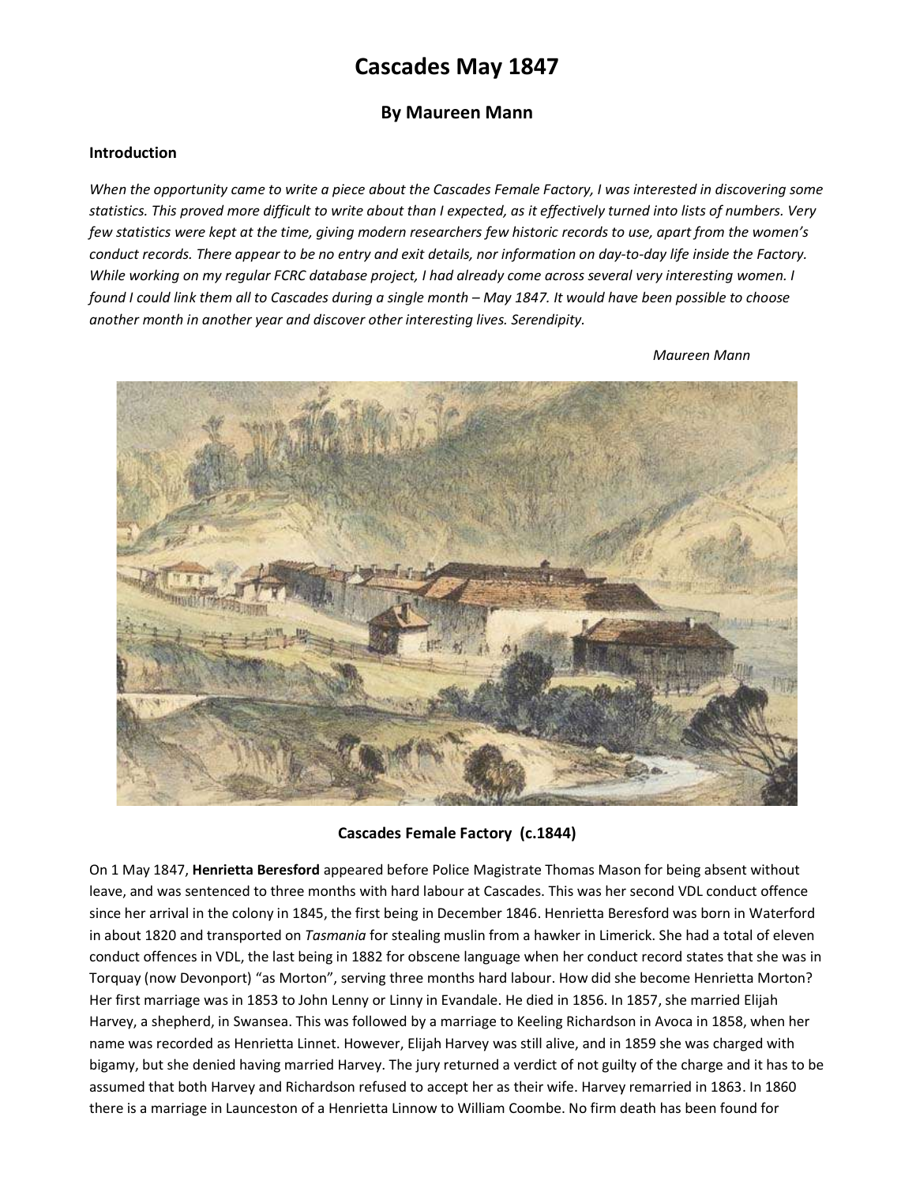# Cascades May 1847

## By Maureen Mann

### Introduction

*When the opportunity came to write a piece about the Cascades Female Factory, I was interested in discovering some statistics. This proved more difficult to write about than I expected, as it effectively turned into lists of numbers. Very few statistics were kept at the time, giving modern researchers few historic records to use, apart from the women's conduct records. There appear to be no entry and exit details, nor information on day-to-day life inside the Factory. While working on my regular FCRC database project, I had already come across several very interesting women. I found I could link them all to Cascades during a single month – May 1847. It would have been possible to choose another month in another year and discover other interesting lives. Serendipity.*

*Maureen Mann*

**Cascades Female Factory (c.1844)**

On 1 May 1847, **Henrietta Beresford** appeared before Police Magistrate Thomas Mason for being absent without leave, and was sentenced to three months with hard labour at Cascades. This was her second VDL conduct offence since her arrival in the colony in 1845, the first being in December 1846. Henrietta Beresford was born in Waterford in about 1820 and transported on *Tasmania* for stealing muslin from a hawker in Limerick. She had a total of eleven conduct offences in VDL, the last being in 1882 for obscene language when her conduct record states that she was in Torquay (now Devonport) "as Morton", serving three months hard labour. How did she become Henrietta Morton? Her first marriage was in 1853 to John Lenny or Linny in Evandale. He died in 1856. In 1857, she married Elijah Harvey, a shepherd, in Swansea. This was followed by a marriage to Keeling Richardson in Avoca in 1858, when her name was recorded as Henrietta Linnet. However, Elijah Harvey was still alive, and in 1859 she was charged with bigamy, but she denied having married Harvey. The jury returned a verdict of not guilty of the charge and it has to be assumed that both Harvey and Richardson refused to accept her as their wife. Harvey remarried in 1863. In 1860 there is a marriage in Launceston of a Henrietta Linnow to William Coombe. No firm death has been found for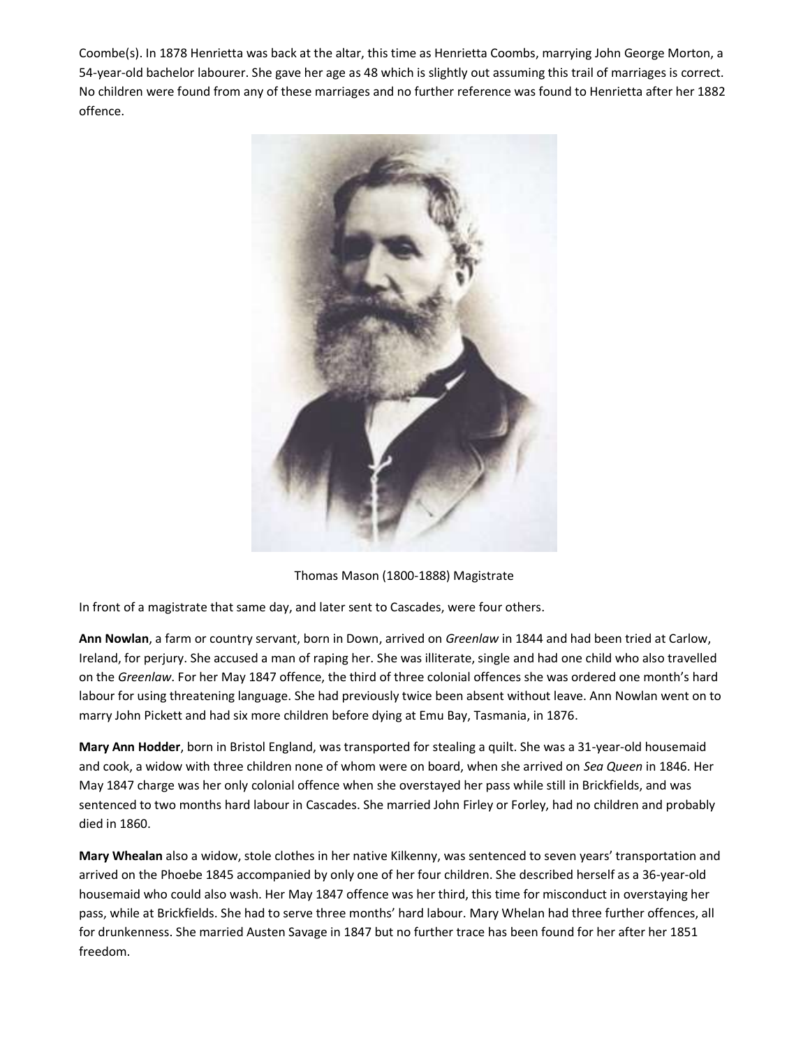Coombe(s). In 1878 Henrietta was back at the altar, this time as Henrietta Coombs, marrying John George Morton, a 54-year-old bachelor labourer. She gave her age as 48 which is slightly out assuming this trail of marriages is correct. No children were found from any of these marriages and no further reference was found to Henrietta after her 1882 offence.

Thomas Mason (1800-1888) Magistrate

In front of a magistrate that same day, and later sent to Cascades, were four others.

**Ann Nowlan**, a farm or country servant, born in Down, arrived on *Greenlaw* in 1844 and had been tried at Carlow, Ireland, for perjury. She accused a man of raping her. She was illiterate, single and had one child who also travelled on the *Greenlaw*. For her May 1847 offence, the third of three colonial offences she was ordered one month's hard labour for using threatening language. She had previously twice been absent without leave. Ann Nowlan went on to marry John Pickett and had six more children before dying at Emu Bay, Tasmania, in 1876.

**Mary Ann Hodder**, born in Bristol England, was transported for stealing a quilt. She was a 31-year-old housemaid and cook, a widow with three children none of whom were on board, when she arrived on *Sea Queen* in 1846. Her May 1847 charge was her only colonial offence when she overstayed her pass while still in Brickfields, and was sentenced to two months hard labour in Cascades. She married John Firley or Forley, had no children and probably died in 1860.

**Mary Whealan** also a widow, stole clothes in her native Kilkenny, was sentenced to seven years' transportation and arrived on the Phoebe 1845 accompanied by only one of her four children. She described herself as a 36-year-old housemaid who could also wash. Her May 1847 offence was her third, this time for misconduct in overstaying her pass, while at Brickfields. She had to serve three months' hard labour. Mary Whelan had three further offences, all for drunkenness. She married Austen Savage in 1847 but no further trace has been found for her after her 1851 freedom.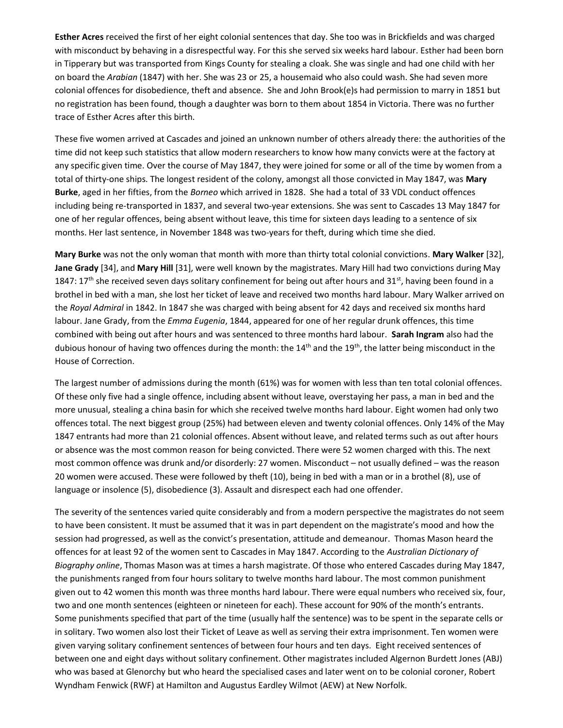**Esther Acres** received the first of her eight colonial sentences that day. She too was in Brickfields and was charged with misconduct by behaving in a disrespectful way. For this she served six weeks hard labour. Esther had been born in Tipperary but was transported from Kings County for stealing a cloak. She was single and had one child with her on board the *Arabian* (1847) with her. She was 23 or 25, a housemaid who also could wash. She had seven more colonial offences for disobedience, theft and absence. She and John Brook(e)s had permission to marry in 1851 but no registration has been found, though a daughter was born to them about 1854 in Victoria. There was no further trace of Esther Acres after this birth.

These five women arrived at Cascades and joined an unknown number of others already there: the authorities of the time did not keep such statistics that allow modern researchers to know how many convicts were at the factory at any specific given time. Over the course of May 1847, they were joined for some or all of the time by women from a total of thirty-one ships. The longest resident of the colony, amongst all those convicted in May 1847, was **Mary Burke**, aged in her fifties, from the *Borneo* which arrived in 1828. She had a total of 33 VDL conduct offences including being re-transported in 1837, and several two-year extensions. She was sent to Cascades 13 May 1847 for one of her regular offences, being absent without leave, this time for sixteen days leading to a sentence of six months. Her last sentence, in November 1848 was two-years for theft, during which time she died.

**Mary Burke** was not the only woman that month with more than thirty total colonial convictions. **Mary Walker** [32], **Jane Grady** [34], and **Mary Hill** [31], were well known by the magistrates. Mary Hill had two convictions during May 1847: 17th she received seven days solitary confinement for being out after hours and 31st, having been found in a brothel in bed with a man, she lost her ticket of leave and received two months hard labour. Mary Walker arrived on the *Royal Admiral* in 1842. In 1847 she was charged with being absent for 42 days and received six months hard labour. Jane Grady, from the *Emma Eugenia*, 1844, appeared for one of her regular drunk offences, this time combined with being out after hours and was sentenced to three months hard labour. **Sarah Ingram** also had the dubious honour of having two offences during the month: the 14th and the 19th, the latter being misconduct in the House of Correction.

The largest number of admissions during the month (61%) was for women with less than ten total colonial offences. Of these only five had a single offence, including absent without leave, overstaying her pass, a man in bed and the more unusual, stealing a china basin for which she received twelve months hard labour. Eight women had only two offences total. The next biggest group (25%) had between eleven and twenty colonial offences. Only 14% of the May 1847 entrants had more than 21 colonial offences. Absent without leave, and related terms such as out after hours or absence was the most common reason for being convicted. There were 52 women charged with this. The next most common offence was drunk and/or disorderly: 27 women. Misconduct – not usually defined – was the reason 20 women were accused. These were followed by theft (10), being in bed with a man or in a brothel (8), use of language or insolence (5), disobedience (3). Assault and disrespect each had one offender.

The severity of the sentences varied quite considerably and from a modern perspective the magistrates do not seem to have been consistent. It must be assumed that it was in part dependent on the magistrate's mood and how the session had progressed, as well as the convict's presentation, attitude and demeanour. Thomas Mason heard the offences for at least 92 of the women sent to Cascades in May 1847. According to the *Australian Dictionary of Biography online*, Thomas Mason was at times a harsh magistrate. Of those who entered Cascades during May 1847, the punishments ranged from four hours solitary to twelve months hard labour. The most common punishment given out to 42 women this month was three months hard labour. There were equal numbers who received six, four, two and one month sentences (eighteen or nineteen for each). These account for 90% of the month's entrants. Some punishments specified that part of the time (usually half the sentence) was to be spent in the separate cells or in solitary. Two women also lost their Ticket of Leave as well as serving their extra imprisonment. Ten women were given varying solitary confinement sentences of between four hours and ten days. Eight received sentences of between one and eight days without solitary confinement. Other magistrates included Algernon Burdett Jones (ABJ) who was based at Glenorchy but who heard the specialised cases and later went on to be colonial coroner, Robert Wyndham Fenwick (RWF) at Hamilton and Augustus Eardley Wilmot (AEW) at New Norfolk.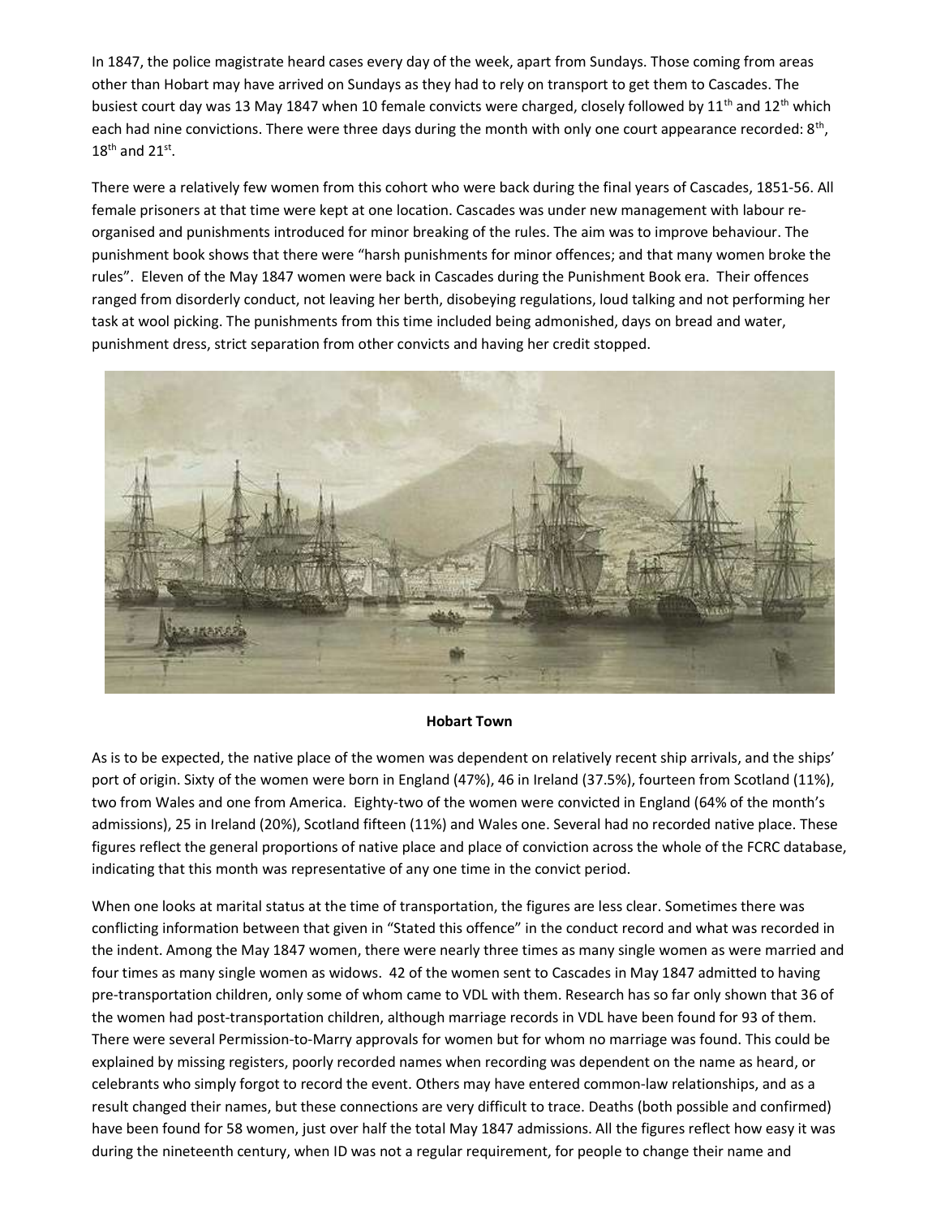In 1847, the police magistrate heard cases every day of the week, apart from Sundays. Those coming from areas other than Hobart may have arrived on Sundays as they had to rely on transport to get them to Cascades. The busiest court day was 13 May 1847 when 10 female convicts were charged, closely followed by 11th and 12th which each had nine convictions. There were three days during the month with only one court appearance recorded: 8th, 18th and 21st.

There were a relatively few women from this cohort who were back during the final years of Cascades, 1851-56. All female prisoners at that time were kept at one location. Cascades was under new management with labour re-organised and punishments introduced for minor breaking of the rules. The aim was to improve behaviour. The punishment book shows that there were "harsh punishments for minor offences; and that many women broke the rules". Eleven of the May 1847 women were back in Cascades during the Punishment Book era. Their offences ranged from disorderly conduct, not leaving her berth, disobeying regulations, loud talking and not performing her task at wool picking. The punishments from this time included being admonished, days on bread and water, punishment dress, strict separation from other convicts and having her credit stopped.

**Hobart Town**

As is to be expected, the native place of the women was dependent on relatively recent ship arrivals, and the ships' port of origin. Sixty of the women were born in England (47%), 46 in Ireland (37.5%), fourteen from Scotland (11%), two from Wales and one from America. Eighty-two of the women were convicted in England (64% of the month's admissions), 25 in Ireland (20%), Scotland fifteen (11%) and Wales one. Several had no recorded native place. These figures reflect the general proportions of native place and place of conviction across the whole of the FCRC database, indicating that this month was representative of any one time in the convict period.

When one looks at marital status at the time of transportation, the figures are less clear. Sometimes there was conflicting information between that given in "Stated this offence" in the conduct record and what was recorded in the indent. Among the May 1847 women, there were nearly three times as many single women as were married and four times as many single women as widows. 42 of the women sent to Cascades in May 1847 admitted to having pre-transportation children, only some of whom came to VDL with them. Research has so far only shown that 36 of the women had post-transportation children, although marriage records in VDL have been found for 93 of them. There were several Permission-to-Marry approvals for women but for whom no marriage was found. This could be explained by missing registers, poorly recorded names when recording was dependent on the name as heard, or celebrants who simply forgot to record the event. Others may have entered common-law relationships, and as a result changed their names, but these connections are very difficult to trace. Deaths (both possible and confirmed) have been found for 58 women, just over half the total May 1847 admissions. All the figures reflect how easy it was during the nineteenth century, when ID was not a regular requirement, for people to change their name and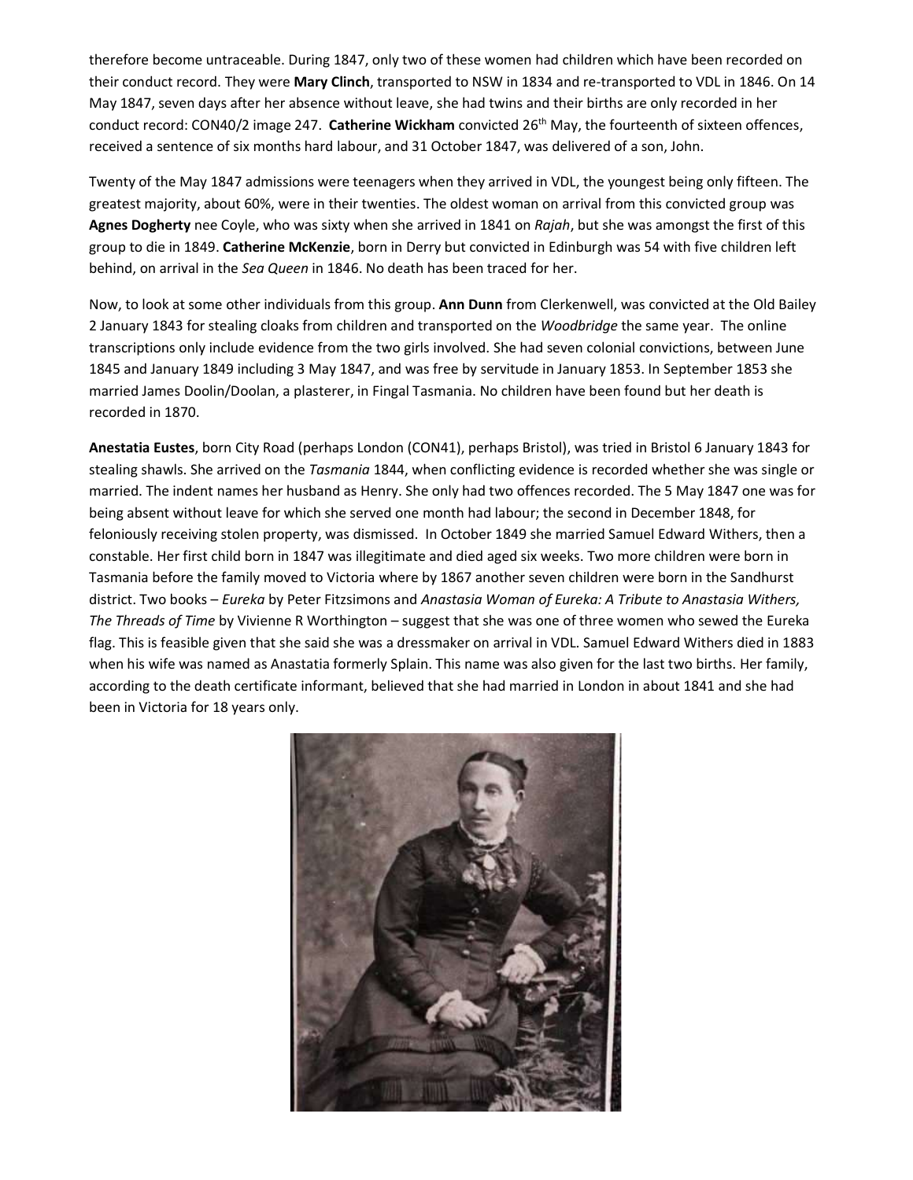therefore become untraceable. During 1847, only two of these women had children which have been recorded on their conduct record. They were **Mary Clinch**, transported to NSW in 1834 and re-transported to VDL in 1846. On 14 May 1847, seven days after her absence without leave, she had twins and their births are only recorded in her conduct record: CON40/2 image 247. **Catherine Wickham** convicted 26th May, the fourteenth of sixteen offences, received a sentence of six months hard labour, and 31 October 1847, was delivered of a son, John.

Twenty of the May 1847 admissions were teenagers when they arrived in VDL, the youngest being only fifteen. The greatest majority, about 60%, were in their twenties. The oldest woman on arrival from this convicted group was **Agnes Dogherty** nee Coyle, who was sixty when she arrived in 1841 on *Rajah*, but she was amongst the first of this group to die in 1849. **Catherine McKenzie**, born in Derry but convicted in Edinburgh was 54 with five children left behind, on arrival in the *Sea Queen* in 1846. No death has been traced for her.

Now, to look at some other individuals from this group. **Ann Dunn** from Clerkenwell, was convicted at the Old Bailey 2 January 1843 for stealing cloaks from children and transported on the *Woodbridge* the same year. The online transcriptions only include evidence from the two girls involved. She had seven colonial convictions, between June 1845 and January 1849 including 3 May 1847, and was free by servitude in January 1853. In September 1853 she married James Doolin/Doolan, a plasterer, in Fingal Tasmania. No children have been found but her death is recorded in 1870.

**Anestatia Eustes**, born City Road (perhaps London (CON41), perhaps Bristol), was tried in Bristol 6 January 1843 for stealing shawls. She arrived on the *Tasmania* 1844, when conflicting evidence is recorded whether she was single or married. The indent names her husband as Henry. She only had two offences recorded. The 5 May 1847 one was for being absent without leave for which she served one month had labour; the second in December 1848, for feloniously receiving stolen property, was dismissed. In October 1849 she married Samuel Edward Withers, then a constable. Her first child born in 1847 was illegitimate and died aged six weeks. Two more children were born in Tasmania before the family moved to Victoria where by 1867 another seven children were born in the Sandhurst district. Two books – *Eureka* by Peter Fitzsimons and *Anastasia Woman of Eureka: A Tribute to Anastasia Withers, The Threads of Time* by Vivienne R Worthington – suggest that she was one of three women who sewed the Eureka flag. This is feasible given that she said she was a dressmaker on arrival in VDL. Samuel Edward Withers died in 1883 when his wife was named as Anastatia formerly Splain. This name was also given for the last two births. Her family, according to the death certificate informant, believed that she had married in London in about 1841 and she had been in Victoria for 18 years only.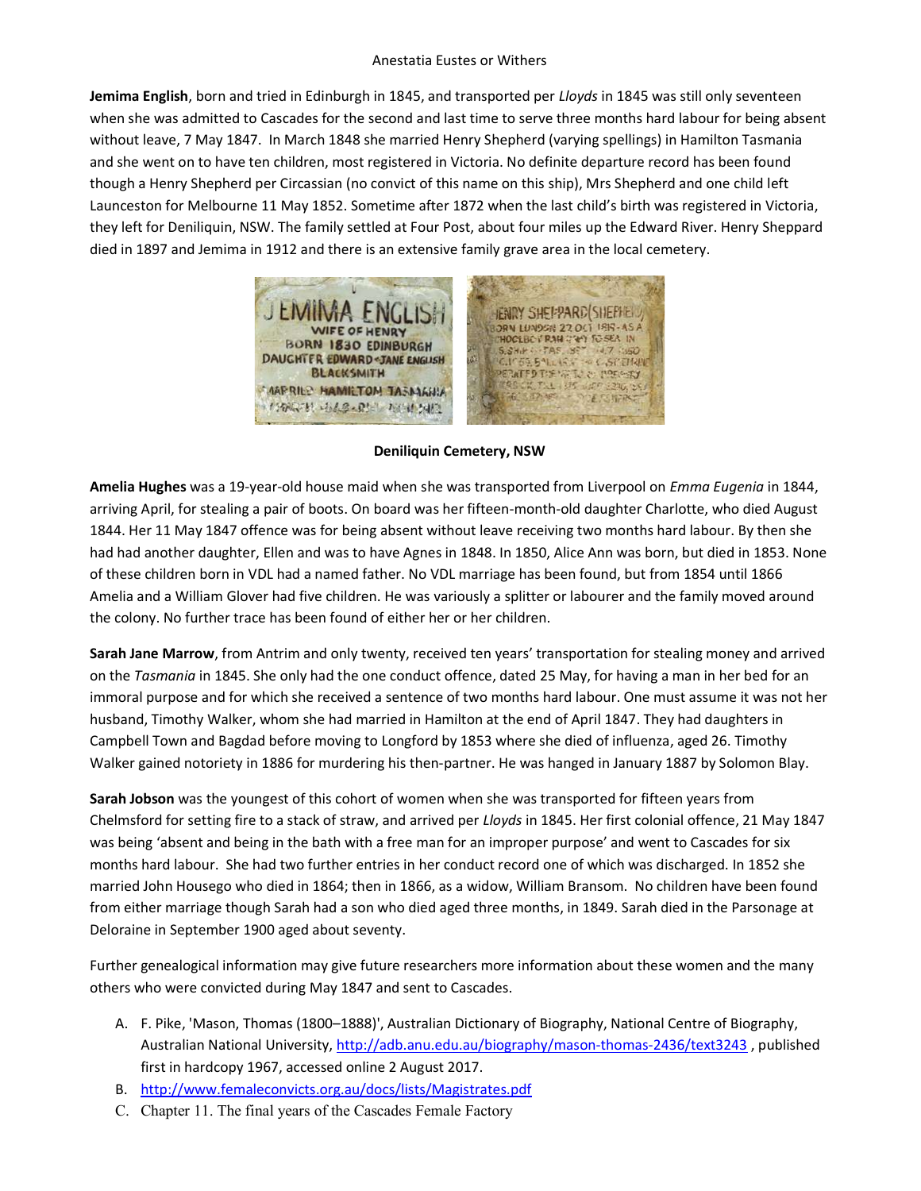Anestatia Eustes or Withers

**Jemima English**, born and tried in Edinburgh in 1845, and transported per *Lloyds* in 1845 was still only seventeen when she was admitted to Cascades for the second and last time to serve three months hard labour for being absent without leave, 7 May 1847. In March 1848 she married Henry Shepherd (varying spellings) in Hamilton Tasmania and she went on to have ten children, most registered in Victoria. No definite departure record has been found though a Henry Shepherd per Circassian (no convict of this name on this ship), Mrs Shepherd and one child left Launceston for Melbourne 11 May 1852. Sometime after 1872 when the last child's birth was registered in Victoria, they left for Deniliquin, NSW. The family settled at Four Post, about four miles up the Edward River. Henry Sheppard died in 1897 and Jemima in 1912 and there is an extensive family grave area in the local cemetery.

**Deniliquin Cemetery, NSW**

**Amelia Hughes** was a 19-year-old house maid when she was transported from Liverpool on *Emma Eugenia* in 1844, arriving April, for stealing a pair of boots. On board was her fifteen-month-old daughter Charlotte, who died August 1844. Her 11 May 1847 offence was for being absent without leave receiving two months hard labour. By then she had had another daughter, Ellen and was to have Agnes in 1848. In 1850, Alice Ann was born, but died in 1853. None of these children born in VDL had a named father. No VDL marriage has been found, but from 1854 until 1866 Amelia and a William Glover had five children. He was variously a splitter or labourer and the family moved around the colony. No further trace has been found of either her or her children.

**Sarah Jane Marrow**, from Antrim and only twenty, received ten years' transportation for stealing money and arrived on the *Tasmania* in 1845. She only had the one conduct offence, dated 25 May, for having a man in her bed for an immoral purpose and for which she received a sentence of two months hard labour. One must assume it was not her husband, Timothy Walker, whom she had married in Hamilton at the end of April 1847. They had daughters in Campbell Town and Bagdad before moving to Longford by 1853 where she died of influenza, aged 26. Timothy Walker gained notoriety in 1886 for murdering his then-partner. He was hanged in January 1887 by Solomon Blay.

**Sarah Jobson** was the youngest of this cohort of women when she was transported for fifteen years from Chelmsford for setting fire to a stack of straw, and arrived per *Lloyds* in 1845. Her first colonial offence, 21 May 1847 was being 'absent and being in the bath with a free man for an improper purpose' and went to Cascades for six months hard labour. She had two further entries in her conduct record one of which was discharged. In 1852 she married John Housego who died in 1864; then in 1866, as a widow, William Bransom. No children have been found from either marriage though Sarah had a son who died aged three months, in 1849. Sarah died in the Parsonage at Deloraine in September 1900 aged about seventy.

Further genealogical information may give future researchers more information about these women and the many others who were convicted during May 1847 and sent to Cascades.

A. F. Pike, 'Mason, Thomas (1800–1888)', Australian Dictionary of Biography, National Centre of Biography, Australian National University, http://adb.anu.edu.au/biography/mason-thomas-2436/text3243 , published first in hardcopy 1967, accessed online 2 August 2017.
B. http://www.femaleconvicts.org.au/docs/lists/Magistrates.pdf
C. Chapter 11. The final years of the Cascades Female Factory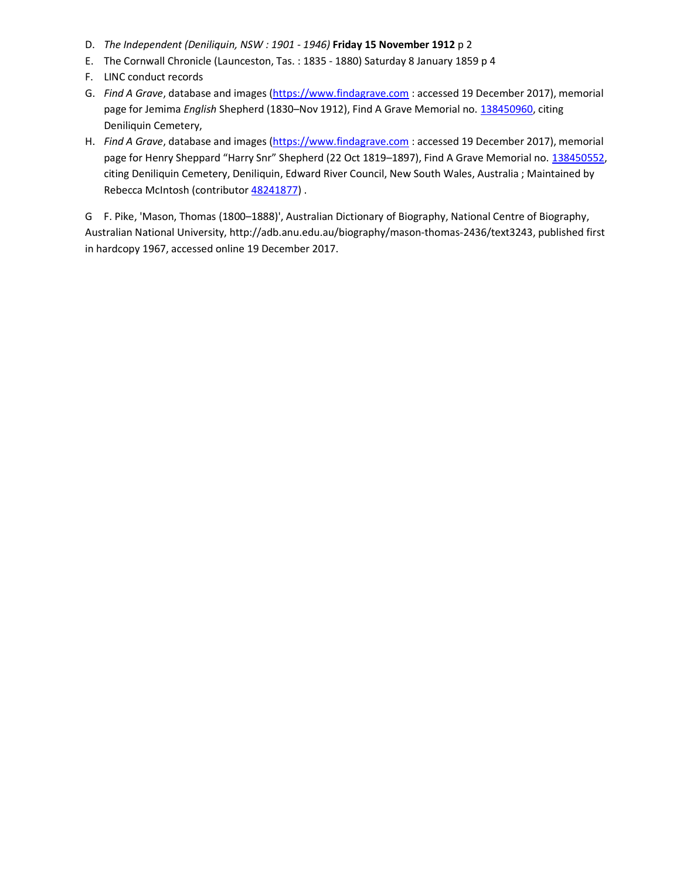D. *The Independent (Deniliquin, NSW : 1901 - 1946)* **Friday 15 November 1912** p 2
E. The Cornwall Chronicle (Launceston, Tas. : 1835 - 1880) Saturday 8 January 1859 p 4
F. LINC conduct records
G. *Find A Grave*, database and images (https://www.findagrave.com : accessed 19 December 2017), memorial page for Jemima *English* Shepherd (1830–Nov 1912), Find A Grave Memorial no. 138450960, citing Deniliquin Cemetery,
H. *Find A Grave*, database and images (https://www.findagrave.com : accessed 19 December 2017), memorial page for Henry Sheppard “Harry Snr” Shepherd (22 Oct 1819–1897), Find A Grave Memorial no. 138450552, citing Deniliquin Cemetery, Deniliquin, Edward River Council, New South Wales, Australia ; Maintained by Rebecca McIntosh (contributor 48241877) .

G F. Pike, 'Mason, Thomas (1800–1888)', Australian Dictionary of Biography, National Centre of Biography, Australian National University, http://adb.anu.edu.au/biography/mason-thomas-2436/text3243, published first in hardcopy 1967, accessed online 19 December 2017.